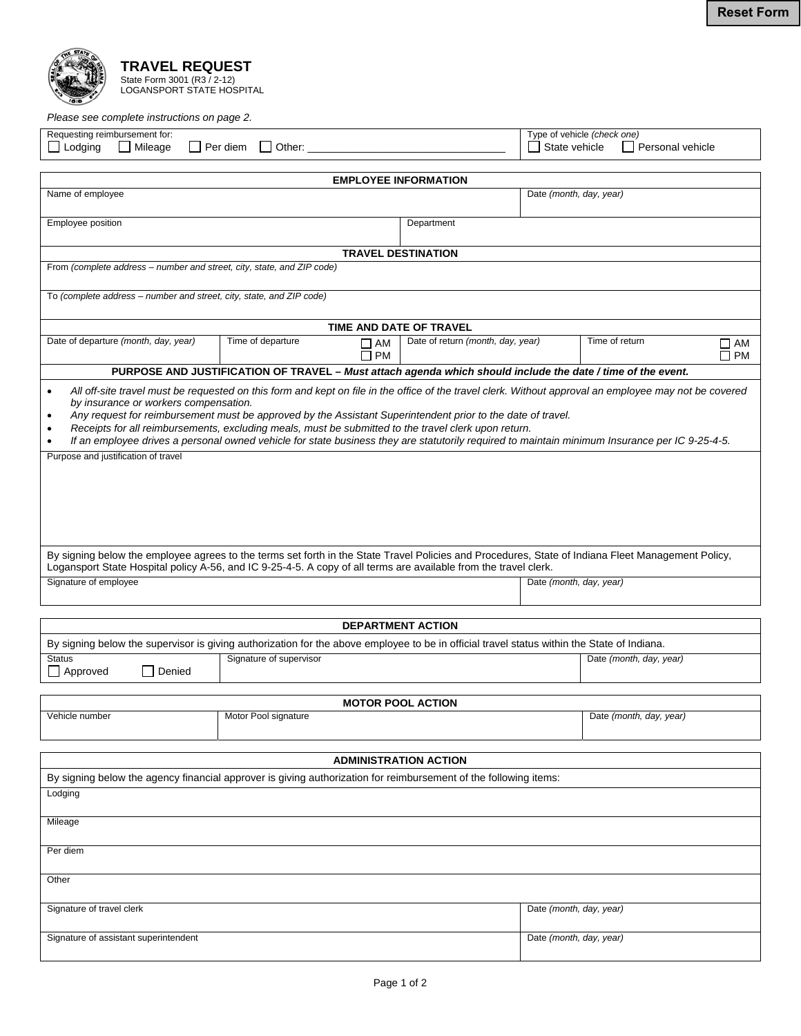Reset Form

# TRAVEL REQUEST

State Form 3001 (R3 / 2-12)
LOGANSPORT STATE HOSPITAL

*Please see complete instructions on page 2.*

| Requesting reimbursement for: ☐ Lodging ☐ Mileage ☐ Per diem ☐ Other: ____________ | Type of vehicle *(check one)* ☐ State vehicle ☐ Personal vehicle |
|---|---|

## EMPLOYEE INFORMATION

| Name of employee | | Date *(month, day, year)* |
|---|---|---|
| Employee position | Department | |

## TRAVEL DESTINATION

| From *(complete address – number and street, city, state, and ZIP code)* |
|---|
| To *(complete address – number and street, city, state, and ZIP code)* |

## TIME AND DATE OF TRAVEL

| Date of departure *(month, day, year)* | Time of departure ☐ AM ☐ PM | Date of return *(month, day, year)* | Time of return ☐ AM ☐ PM |
|---|---|---|---|
| | | | |

## PURPOSE AND JUSTIFICATION OF TRAVEL – *Must attach agenda which should include the date / time of the event.*

- *All off-site travel must be requested on this form and kept on file in the office of the travel clerk. Without approval an employee may not be covered by insurance or workers compensation.*
- *Any request for reimbursement must be approved by the Assistant Superintendent prior to the date of travel.*
- *Receipts for all reimbursements, excluding meals, must be submitted to the travel clerk upon return.*
- *If an employee drives a personal owned vehicle for state business they are statutorily required to maintain minimum Insurance per IC 9-25-4-5.*

Purpose and justification of travel

By signing below the employee agrees to the terms set forth in the State Travel Policies and Procedures, State of Indiana Fleet Management Policy, Logansport State Hospital policy A-56, and IC 9-25-4-5. A copy of all terms are available from the travel clerk.

| Signature of employee | Date *(month, day, year)* |
|---|---|
| | |

## DEPARTMENT ACTION

By signing below the supervisor is giving authorization for the above employee to be in official travel status within the State of Indiana.

| Status ☐ Approved ☐ Denied | Signature of supervisor | Date *(month, day, year)* |
|---|---|---|
| | | |

## MOTOR POOL ACTION

| Vehicle number | Motor Pool signature | Date *(month, day, year)* |
|---|---|---|
| | | |

## ADMINISTRATION ACTION

By signing below the agency financial approver is giving authorization for reimbursement of the following items:

| Lodging | |
|---|---|
| Mileage | |
| Per diem | |
| Other | |
| Signature of travel clerk | Date *(month, day, year)* |
| Signature of assistant superintendent | Date *(month, day, year)* |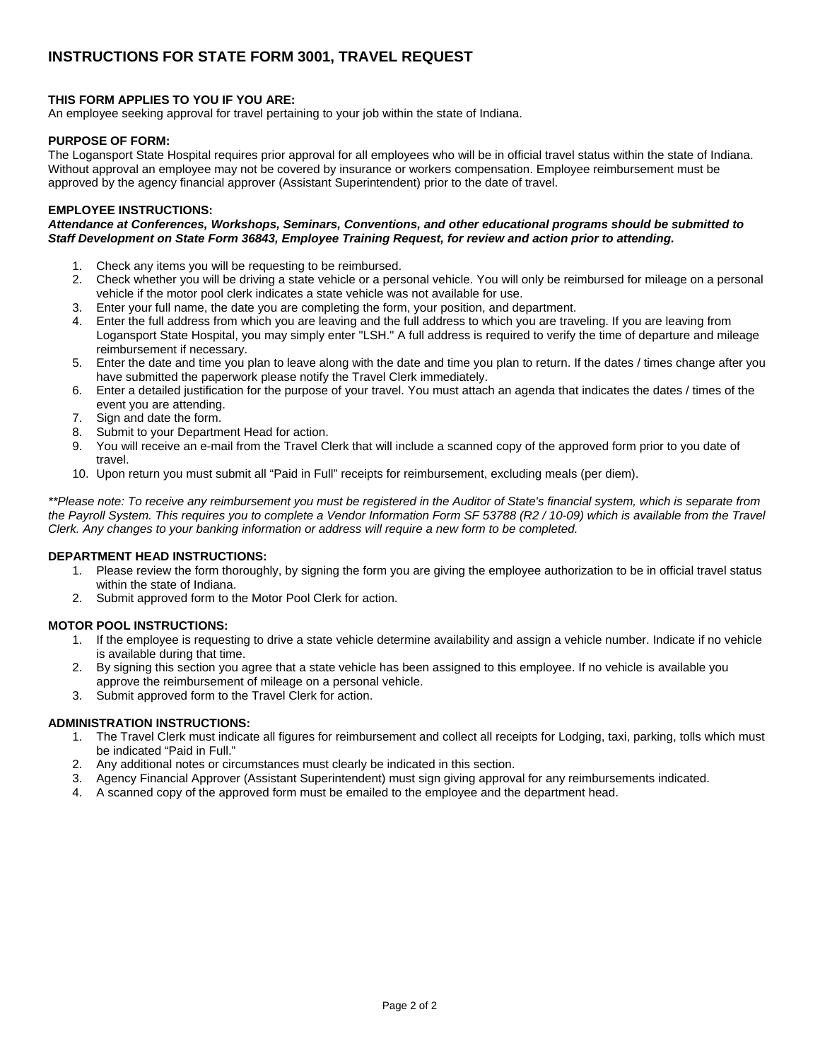# INSTRUCTIONS FOR STATE FORM 3001, TRAVEL REQUEST

**THIS FORM APPLIES TO YOU IF YOU ARE:**
An employee seeking approval for travel pertaining to your job within the state of Indiana.

**PURPOSE OF FORM:**
The Logansport State Hospital requires prior approval for all employees who will be in official travel status within the state of Indiana. Without approval an employee may not be covered by insurance or workers compensation. Employee reimbursement must be approved by the agency financial approver (Assistant Superintendent) prior to the date of travel.

**EMPLOYEE INSTRUCTIONS:**
***Attendance at Conferences, Workshops, Seminars, Conventions, and other educational programs should be submitted to Staff Development on State Form 36843, Employee Training Request, for review and action prior to attending.***

1. Check any items you will be requesting to be reimbursed.
2. Check whether you will be driving a state vehicle or a personal vehicle. You will only be reimbursed for mileage on a personal vehicle if the motor pool clerk indicates a state vehicle was not available for use.
3. Enter your full name, the date you are completing the form, your position, and department.
4. Enter the full address from which you are leaving and the full address to which you are traveling. If you are leaving from Logansport State Hospital, you may simply enter "LSH." A full address is required to verify the time of departure and mileage reimbursement if necessary.
5. Enter the date and time you plan to leave along with the date and time you plan to return. If the dates / times change after you have submitted the paperwork please notify the Travel Clerk immediately.
6. Enter a detailed justification for the purpose of your travel. You must attach an agenda that indicates the dates / times of the event you are attending.
7. Sign and date the form.
8. Submit to your Department Head for action.
9. You will receive an e-mail from the Travel Clerk that will include a scanned copy of the approved form prior to you date of travel.
10. Upon return you must submit all "Paid in Full" receipts for reimbursement, excluding meals (per diem).

*\*\*Please note: To receive any reimbursement you must be registered in the Auditor of State's financial system, which is separate from the Payroll System. This requires you to complete a Vendor Information Form SF 53788 (R2 / 10-09) which is available from the Travel Clerk. Any changes to your banking information or address will require a new form to be completed.*

**DEPARTMENT HEAD INSTRUCTIONS:**

1. Please review the form thoroughly, by signing the form you are giving the employee authorization to be in official travel status within the state of Indiana.
2. Submit approved form to the Motor Pool Clerk for action.

**MOTOR POOL INSTRUCTIONS:**

1. If the employee is requesting to drive a state vehicle determine availability and assign a vehicle number. Indicate if no vehicle is available during that time.
2. By signing this section you agree that a state vehicle has been assigned to this employee. If no vehicle is available you approve the reimbursement of mileage on a personal vehicle.
3. Submit approved form to the Travel Clerk for action.

**ADMINISTRATION INSTRUCTIONS:**

1. The Travel Clerk must indicate all figures for reimbursement and collect all receipts for Lodging, taxi, parking, tolls which must be indicated "Paid in Full."
2. Any additional notes or circumstances must clearly be indicated in this section.
3. Agency Financial Approver (Assistant Superintendent) must sign giving approval for any reimbursements indicated.
4. A scanned copy of the approved form must be emailed to the employee and the department head.